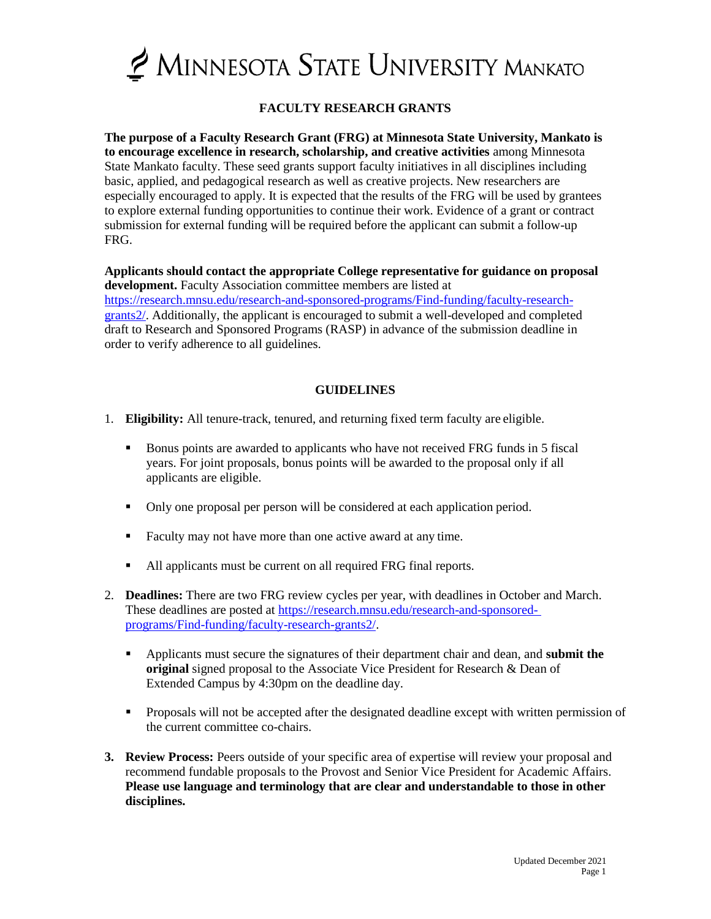# MINNESOTA STATE UNIVERSITY MANKATO

## FACULTY RESEARCH GRANTS

**The purpose of a Faculty Research Grant (FRG) at Minnesota State University, Mankato is to encourage excellence in research, scholarship, and creative activities** among Minnesota State Mankato faculty. These seed grants support faculty initiatives in all disciplines including basic, applied, and pedagogical research as well as creative projects. New researchers are especially encouraged to apply. It is expected that the results of the FRG will be used by grantees to explore external funding opportunities to continue their work. Evidence of a grant or contract submission for external funding will be required before the applicant can submit a follow-up FRG.

**Applicants should contact the appropriate College representative for guidance on proposal development.** Faculty Association committee members are listed at https://research.mnsu.edu/research-and-sponsored-programs/Find-funding/faculty-research-grants2/. Additionally, the applicant is encouraged to submit a well-developed and completed draft to Research and Sponsored Programs (RASP) in advance of the submission deadline in order to verify adherence to all guidelines.

## GUIDELINES

1. **Eligibility:** All tenure-track, tenured, and returning fixed term faculty are eligible.
   - Bonus points are awarded to applicants who have not received FRG funds in 5 fiscal years. For joint proposals, bonus points will be awarded to the proposal only if all applicants are eligible.
   - Only one proposal per person will be considered at each application period.
   - Faculty may not have more than one active award at any time.
   - All applicants must be current on all required FRG final reports.
2. **Deadlines:** There are two FRG review cycles per year, with deadlines in October and March. These deadlines are posted at https://research.mnsu.edu/research-and-sponsored-programs/Find-funding/faculty-research-grants2/.
   - Applicants must secure the signatures of their department chair and dean, and **submit the original** signed proposal to the Associate Vice President for Research & Dean of Extended Campus by 4:30pm on the deadline day.
   - Proposals will not be accepted after the designated deadline except with written permission of the current committee co-chairs.
3. **Review Process:** Peers outside of your specific area of expertise will review your proposal and recommend fundable proposals to the Provost and Senior Vice President for Academic Affairs. **Please use language and terminology that are clear and understandable to those in other disciplines.**

Updated December 2021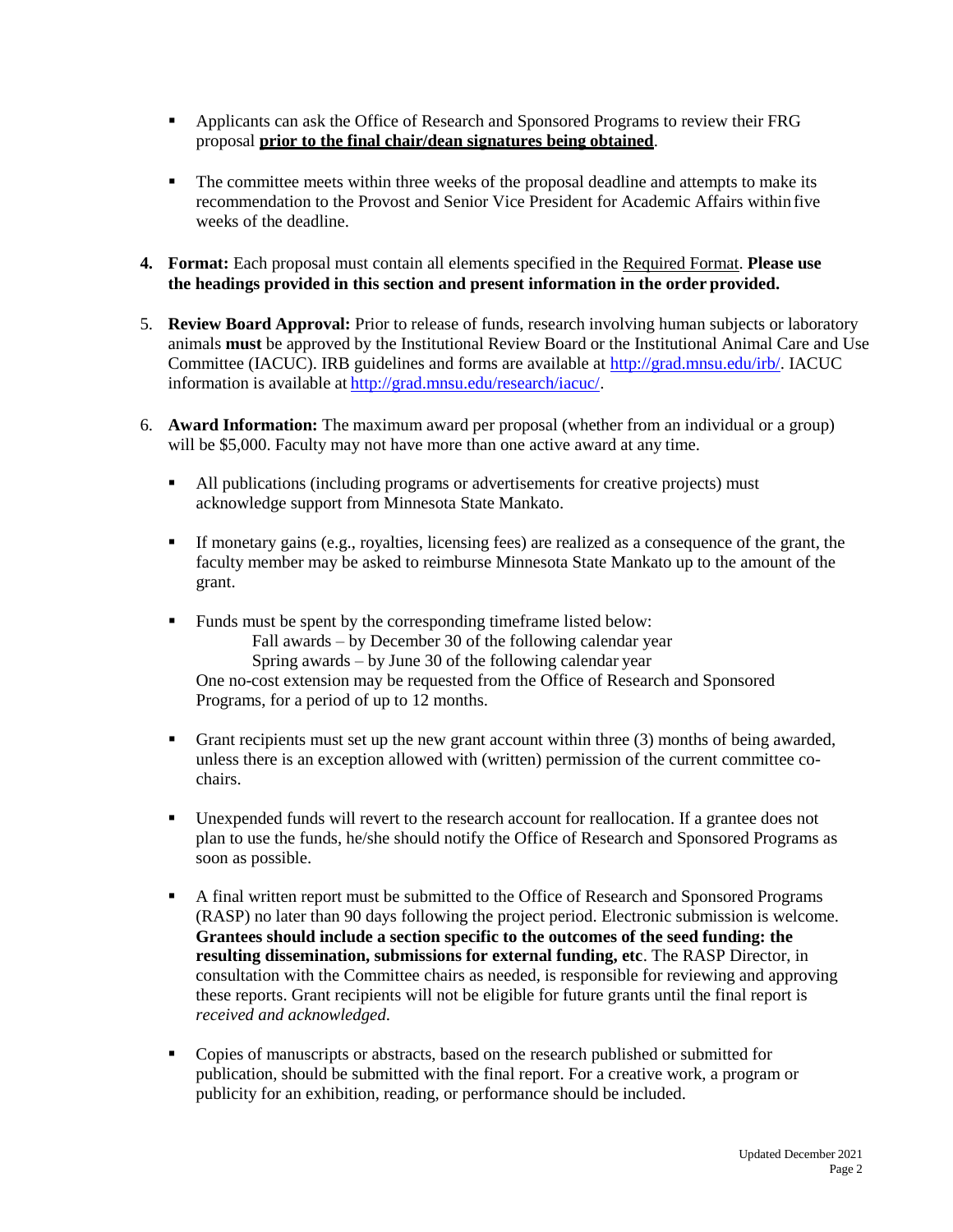- Applicants can ask the Office of Research and Sponsored Programs to review their FRG proposal **<u>prior to the final chair/dean signatures being obtained</u>**.

- The committee meets within three weeks of the proposal deadline and attempts to make its recommendation to the Provost and Senior Vice President for Academic Affairs within five weeks of the deadline.

4. **Format:** Each proposal must contain all elements specified in the <u>Required Format</u>. **Please use the headings provided in this section and present information in the order provided.**

5. **Review Board Approval:** Prior to release of funds, research involving human subjects or laboratory animals **must** be approved by the Institutional Review Board or the Institutional Animal Care and Use Committee (IACUC). IRB guidelines and forms are available at [http://grad.mnsu.edu/irb/](http://grad.mnsu.edu/irb/). IACUC information is available at [http://grad.mnsu.edu/research/iacuc/](http://grad.mnsu.edu/research/iacuc/).

6. **Award Information:** The maximum award per proposal (whether from an individual or a group) will be $5,000. Faculty may not have more than one active award at any time.

   - All publications (including programs or advertisements for creative projects) must acknowledge support from Minnesota State Mankato.

   - If monetary gains (e.g., royalties, licensing fees) are realized as a consequence of the grant, the faculty member may be asked to reimburse Minnesota State Mankato up to the amount of the grant.

   - Funds must be spent by the corresponding timeframe listed below:
     Fall awards – by December 30 of the following calendar year
     Spring awards – by June 30 of the following calendar year
     One no-cost extension may be requested from the Office of Research and Sponsored Programs, for a period of up to 12 months.

   - Grant recipients must set up the new grant account within three (3) months of being awarded, unless there is an exception allowed with (written) permission of the current committee co-chairs.

   - Unexpended funds will revert to the research account for reallocation. If a grantee does not plan to use the funds, he/she should notify the Office of Research and Sponsored Programs as soon as possible.

   - A final written report must be submitted to the Office of Research and Sponsored Programs (RASP) no later than 90 days following the project period. Electronic submission is welcome. **Grantees should include a section specific to the outcomes of the seed funding: the resulting dissemination, submissions for external funding, etc**. The RASP Director, in consultation with the Committee chairs as needed, is responsible for reviewing and approving these reports. Grant recipients will not be eligible for future grants until the final report is *received and acknowledged.*

   - Copies of manuscripts or abstracts, based on the research published or submitted for publication, should be submitted with the final report. For a creative work, a program or publicity for an exhibition, reading, or performance should be included.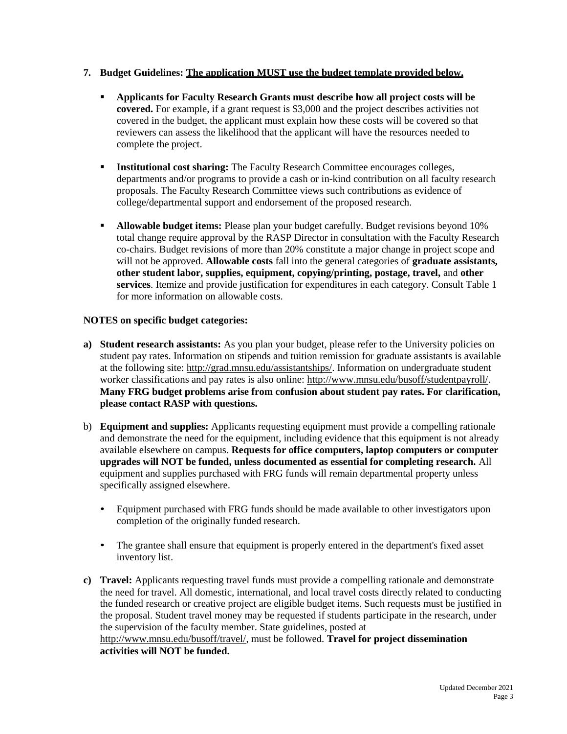7. **Budget Guidelines: <u>The application MUST use the budget template provided below.</u>**

   - **Applicants for Faculty Research Grants must describe how all project costs will be covered.** For example, if a grant request is $3,000 and the project describes activities not covered in the budget, the applicant must explain how these costs will be covered so that reviewers can assess the likelihood that the applicant will have the resources needed to complete the project.

   - **Institutional cost sharing:** The Faculty Research Committee encourages colleges, departments and/or programs to provide a cash or in-kind contribution on all faculty research proposals. The Faculty Research Committee views such contributions as evidence of college/departmental support and endorsement of the proposed research.

   - **Allowable budget items:** Please plan your budget carefully. Budget revisions beyond 10% total change require approval by the RASP Director in consultation with the Faculty Research co-chairs. Budget revisions of more than 20% constitute a major change in project scope and will not be approved. **Allowable costs** fall into the general categories of **graduate assistants, other student labor, supplies, equipment, copying/printing, postage, travel,** and **other services**. Itemize and provide justification for expenditures in each category. Consult Table 1 for more information on allowable costs.

**NOTES on specific budget categories:**

**a) Student research assistants:** As you plan your budget, please refer to the University policies on student pay rates. Information on stipends and tuition remission for graduate assistants is available at the following site: http://grad.mnsu.edu/assistantships/. Information on undergraduate student worker classifications and pay rates is also online: http://www.mnsu.edu/busoff/studentpayroll/. **Many FRG budget problems arise from confusion about student pay rates. For clarification, please contact RASP with questions.**

b) **Equipment and supplies:** Applicants requesting equipment must provide a compelling rationale and demonstrate the need for the equipment, including evidence that this equipment is not already available elsewhere on campus. **Requests for office computers, laptop computers or computer upgrades will NOT be funded, unless documented as essential for completing research.** All equipment and supplies purchased with FRG funds will remain departmental property unless specifically assigned elsewhere.

   - Equipment purchased with FRG funds should be made available to other investigators upon completion of the originally funded research.

   - The grantee shall ensure that equipment is properly entered in the department's fixed asset inventory list.

**c) Travel:** Applicants requesting travel funds must provide a compelling rationale and demonstrate the need for travel. All domestic, international, and local travel costs directly related to conducting the funded research or creative project are eligible budget items. Such requests must be justified in the proposal. Student travel money may be requested if students participate in the research, under the supervision of the faculty member. State guidelines, posted at http://www.mnsu.edu/busoff/travel/, must be followed. **Travel for project dissemination activities will NOT be funded.**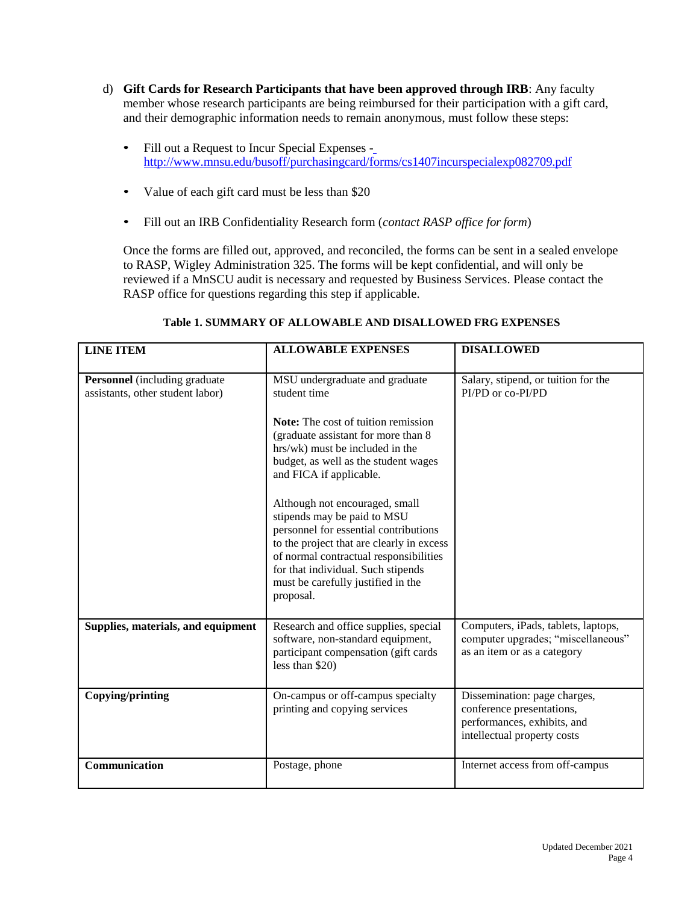d) **Gift Cards for Research Participants that have been approved through IRB**: Any faculty member whose research participants are being reimbursed for their participation with a gift card, and their demographic information needs to remain anonymous, must follow these steps:

- Fill out a Request to Incur Special Expenses - http://www.mnsu.edu/busoff/purchasingcard/forms/cs1407incurspecialexp082709.pdf
- Value of each gift card must be less than $20
- Fill out an IRB Confidentiality Research form (*contact RASP office for form*)

Once the forms are filled out, approved, and reconciled, the forms can be sent in a sealed envelope to RASP, Wigley Administration 325. The forms will be kept confidential, and will only be reviewed if a MnSCU audit is necessary and requested by Business Services. Please contact the RASP office for questions regarding this step if applicable.

**Table 1. SUMMARY OF ALLOWABLE AND DISALLOWED FRG EXPENSES**

| LINE ITEM | ALLOWABLE EXPENSES | DISALLOWED |
|---|---|---|
| **Personnel** (including graduate assistants, other student labor) | MSU undergraduate and graduate student time<br><br>**Note:** The cost of tuition remission (graduate assistant for more than 8 hrs/wk) must be included in the budget, as well as the student wages and FICA if applicable.<br><br>Although not encouraged, small stipends may be paid to MSU personnel for essential contributions to the project that are clearly in excess of normal contractual responsibilities for that individual. Such stipends must be carefully justified in the proposal. | Salary, stipend, or tuition for the PI/PD or co-PI/PD |
| **Supplies, materials, and equipment** | Research and office supplies, special software, non-standard equipment, participant compensation (gift cards less than $20) | Computers, iPads, tablets, laptops, computer upgrades; "miscellaneous" as an item or as a category |
| **Copying/printing** | On-campus or off-campus specialty printing and copying services | Dissemination: page charges, conference presentations, performances, exhibits, and intellectual property costs |
| **Communication** | Postage, phone | Internet access from off-campus |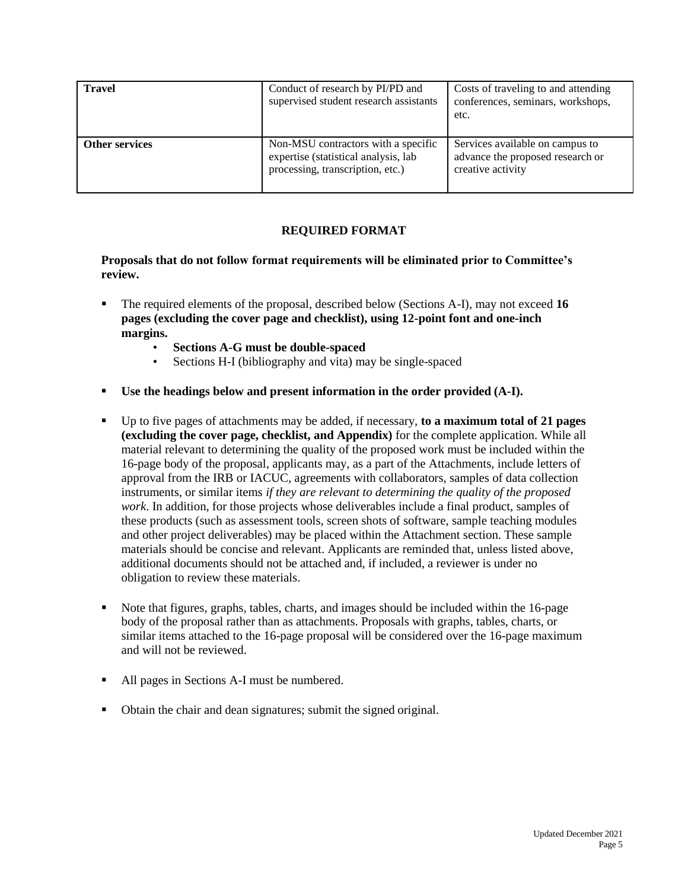| Travel | Conduct of research by PI/PD and supervised student research assistants | Costs of traveling to and attending conferences, seminars, workshops, etc. |
|---|---|---|
| Other services | Non-MSU contractors with a specific expertise (statistical analysis, lab processing, transcription, etc.) | Services available on campus to advance the proposed research or creative activity |

## REQUIRED FORMAT

**Proposals that do not follow format requirements will be eliminated prior to Committee's review.**

- The required elements of the proposal, described below (Sections A-I), may not exceed **16 pages (excluding the cover page and checklist), using 12-point font and one-inch margins.**
    - **Sections A-G must be double-spaced**
    - Sections H-I (bibliography and vita) may be single-spaced

- **Use the headings below and present information in the order provided (A-I).**

- Up to five pages of attachments may be added, if necessary, **to a maximum total of 21 pages (excluding the cover page, checklist, and Appendix)** for the complete application. While all material relevant to determining the quality of the proposed work must be included within the 16-page body of the proposal, applicants may, as a part of the Attachments, include letters of approval from the IRB or IACUC, agreements with collaborators, samples of data collection instruments, or similar items *if they are relevant to determining the quality of the proposed work*. In addition, for those projects whose deliverables include a final product, samples of these products (such as assessment tools, screen shots of software, sample teaching modules and other project deliverables) may be placed within the Attachment section. These sample materials should be concise and relevant. Applicants are reminded that, unless listed above, additional documents should not be attached and, if included, a reviewer is under no obligation to review these materials.

- Note that figures, graphs, tables, charts, and images should be included within the 16-page body of the proposal rather than as attachments. Proposals with graphs, tables, charts, or similar items attached to the 16-page proposal will be considered over the 16-page maximum and will not be reviewed.

- All pages in Sections A-I must be numbered.

- Obtain the chair and dean signatures; submit the signed original.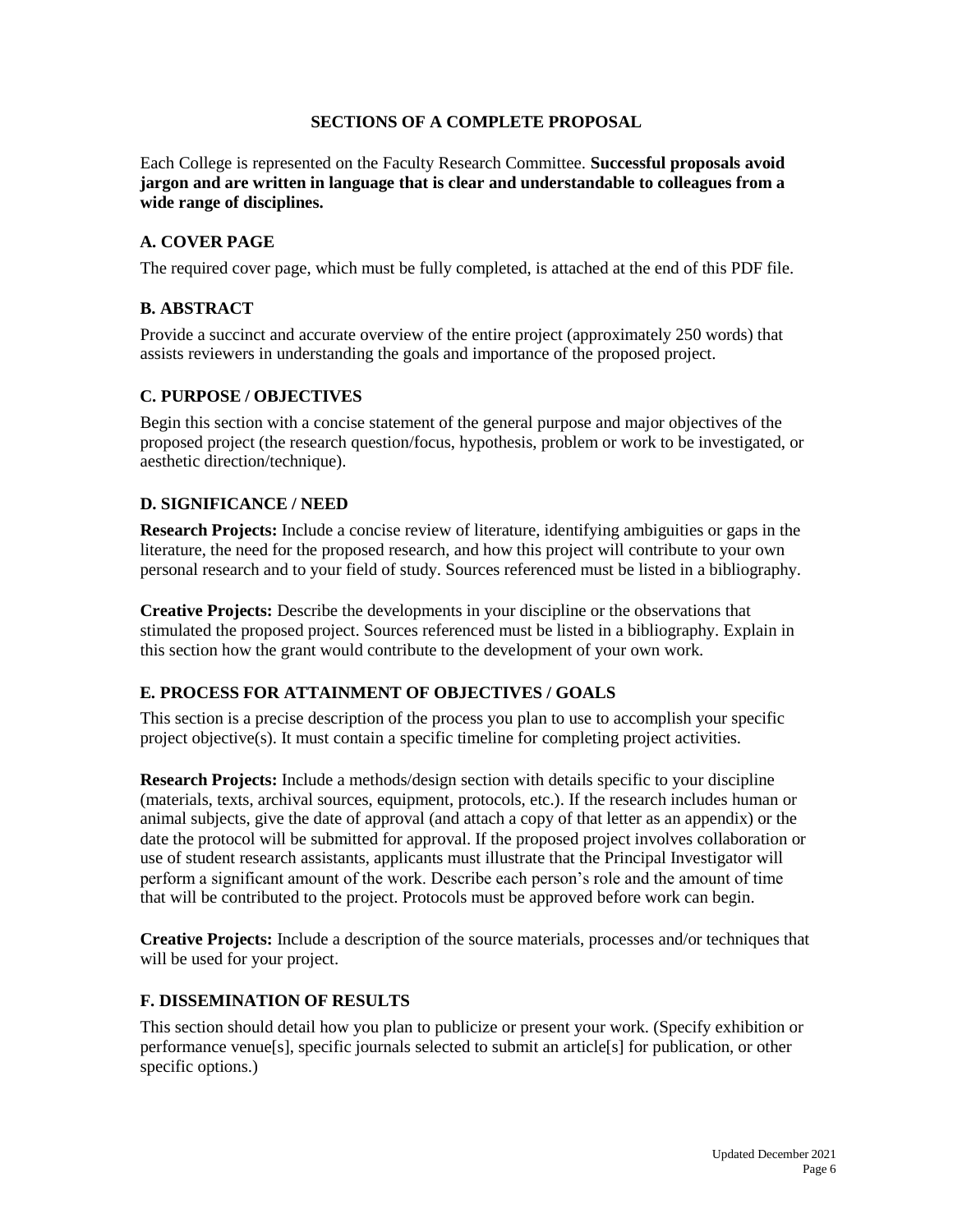## SECTIONS OF A COMPLETE PROPOSAL

Each College is represented on the Faculty Research Committee. **Successful proposals avoid jargon and are written in language that is clear and understandable to colleagues from a wide range of disciplines.**

### A. COVER PAGE

The required cover page, which must be fully completed, is attached at the end of this PDF file.

### B. ABSTRACT

Provide a succinct and accurate overview of the entire project (approximately 250 words) that assists reviewers in understanding the goals and importance of the proposed project.

### C. PURPOSE / OBJECTIVES

Begin this section with a concise statement of the general purpose and major objectives of the proposed project (the research question/focus, hypothesis, problem or work to be investigated, or aesthetic direction/technique).

### D. SIGNIFICANCE / NEED

**Research Projects:** Include a concise review of literature, identifying ambiguities or gaps in the literature, the need for the proposed research, and how this project will contribute to your own personal research and to your field of study. Sources referenced must be listed in a bibliography.

**Creative Projects:** Describe the developments in your discipline or the observations that stimulated the proposed project. Sources referenced must be listed in a bibliography. Explain in this section how the grant would contribute to the development of your own work.

### E. PROCESS FOR ATTAINMENT OF OBJECTIVES / GOALS

This section is a precise description of the process you plan to use to accomplish your specific project objective(s). It must contain a specific timeline for completing project activities.

**Research Projects:** Include a methods/design section with details specific to your discipline (materials, texts, archival sources, equipment, protocols, etc.). If the research includes human or animal subjects, give the date of approval (and attach a copy of that letter as an appendix) or the date the protocol will be submitted for approval. If the proposed project involves collaboration or use of student research assistants, applicants must illustrate that the Principal Investigator will perform a significant amount of the work. Describe each person's role and the amount of time that will be contributed to the project. Protocols must be approved before work can begin.

**Creative Projects:** Include a description of the source materials, processes and/or techniques that will be used for your project.

### F. DISSEMINATION OF RESULTS

This section should detail how you plan to publicize or present your work. (Specify exhibition or performance venue[s], specific journals selected to submit an article[s] for publication, or other specific options.)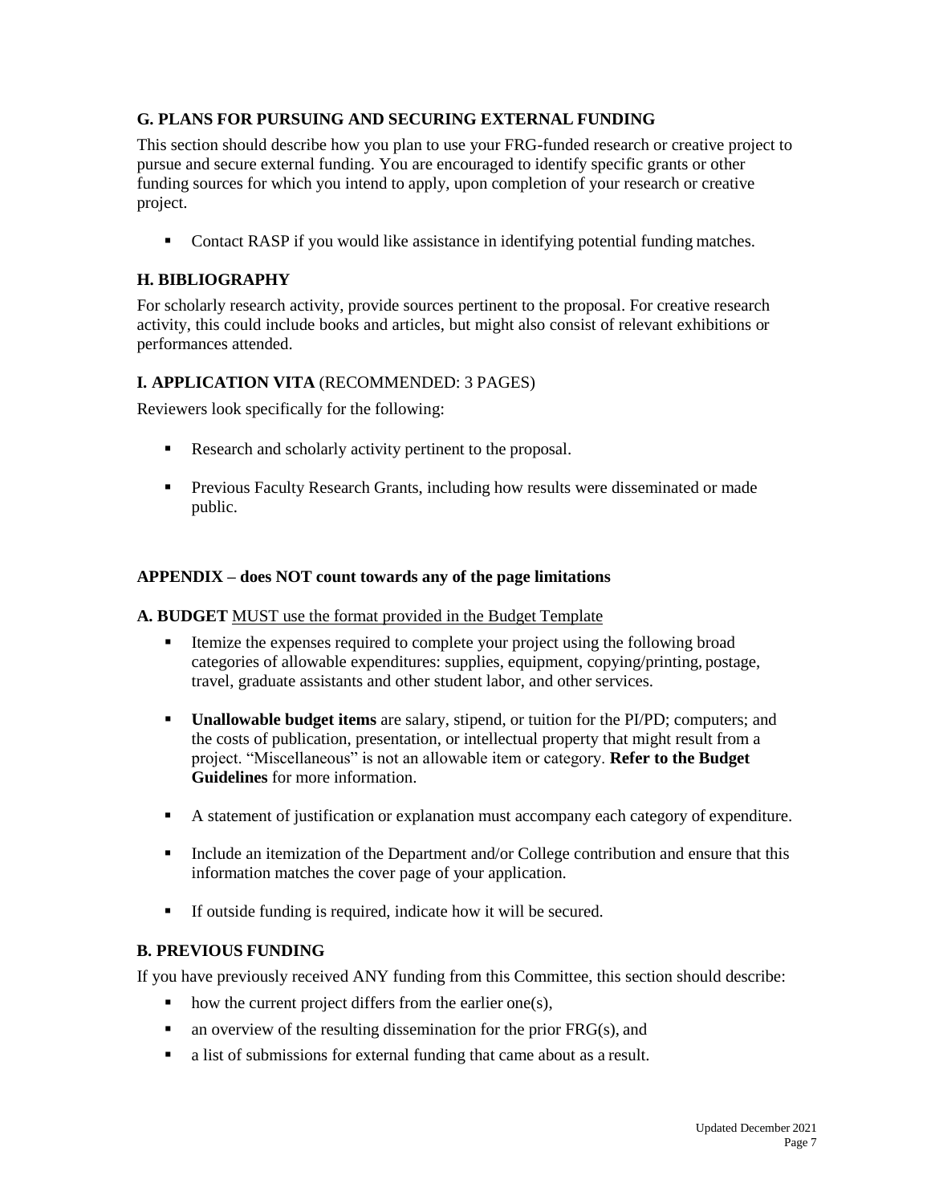### G. PLANS FOR PURSUING AND SECURING EXTERNAL FUNDING

This section should describe how you plan to use your FRG-funded research or creative project to pursue and secure external funding. You are encouraged to identify specific grants or other funding sources for which you intend to apply, upon completion of your research or creative project.

- Contact RASP if you would like assistance in identifying potential funding matches.

### H. BIBLIOGRAPHY

For scholarly research activity, provide sources pertinent to the proposal. For creative research activity, this could include books and articles, but might also consist of relevant exhibitions or performances attended.

### I. APPLICATION VITA (RECOMMENDED: 3 PAGES)

Reviewers look specifically for the following:

- Research and scholarly activity pertinent to the proposal.
- Previous Faculty Research Grants, including how results were disseminated or made public.

### APPENDIX – does NOT count towards any of the page limitations

**A. BUDGET** <u>MUST use the format provided in the Budget Template</u>

- Itemize the expenses required to complete your project using the following broad categories of allowable expenditures: supplies, equipment, copying/printing, postage, travel, graduate assistants and other student labor, and other services.
- **Unallowable budget items** are salary, stipend, or tuition for the PI/PD; computers; and the costs of publication, presentation, or intellectual property that might result from a project. "Miscellaneous" is not an allowable item or category. **Refer to the Budget Guidelines** for more information.
- A statement of justification or explanation must accompany each category of expenditure.
- Include an itemization of the Department and/or College contribution and ensure that this information matches the cover page of your application.
- If outside funding is required, indicate how it will be secured.

**B. PREVIOUS FUNDING**

If you have previously received ANY funding from this Committee, this section should describe:

- how the current project differs from the earlier one(s),
- an overview of the resulting dissemination for the prior FRG(s), and
- a list of submissions for external funding that came about as a result.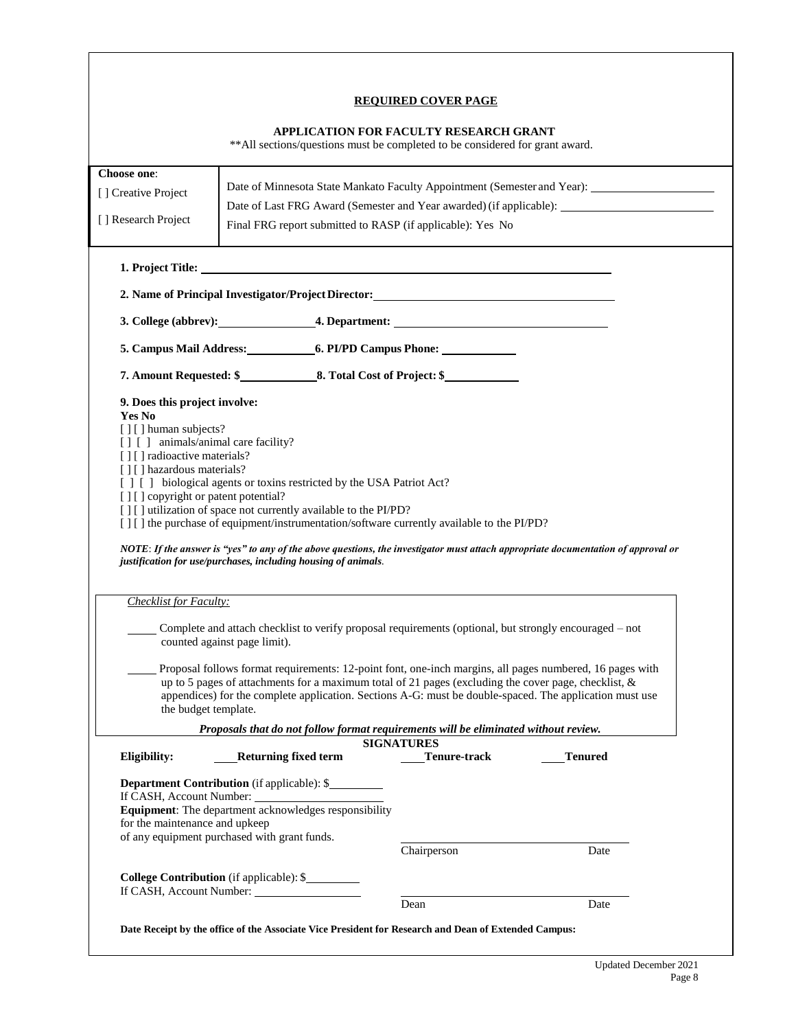## REQUIRED COVER PAGE

### APPLICATION FOR FACULTY RESEARCH GRANT

**All sections/questions must be completed to be considered for grant award.

| **Choose one**: [ ] Creative Project [ ] Research Project | Date of Minnesota State Mankato Faculty Appointment (Semester and Year): ____________ Date of Last FRG Award (Semester and Year awarded) (if applicable): ____________ Final FRG report submitted to RASP (if applicable): Yes No |
|---|---|

**1. Project Title:** ______________________________

**2. Name of Principal Investigator/Project Director:** ______________________________

**3. College (abbrev):** ____________ **4. Department:** ______________________________

**5. Campus Mail Address:** ____________ **6. PI/PD Campus Phone:** ____________

**7. Amount Requested: $** ____________ **8. Total Cost of Project: $** ____________

**9. Does this project involve:**

**Yes No**

[ ] [ ] human subjects?
[ ] [ ] animals/animal care facility?
[ ] [ ] radioactive materials?
[ ] [ ] hazardous materials?
[ ] [ ] biological agents or toxins restricted by the USA Patriot Act?
[ ] [ ] copyright or patent potential?
[ ] [ ] utilization of space not currently available to the PI/PD?
[ ] [ ] the purchase of equipment/instrumentation/software currently available to the PI/PD?

*NOTE*: ***If the answer is "yes" to any of the above questions, the investigator must attach appropriate documentation of approval or justification for use/purchases, including housing of animals.***

*Checklist for Faculty:*

_____ Complete and attach checklist to verify proposal requirements (optional, but strongly encouraged – not counted against page limit).

_____ Proposal follows format requirements: 12-point font, one-inch margins, all pages numbered, 16 pages with up to 5 pages of attachments for a maximum total of 21 pages (excluding the cover page, checklist, & appendices) for the complete application. Sections A-G: must be double-spaced. The application must use the budget template.

***Proposals that do not follow format requirements will be eliminated without review.***

**SIGNATURES**

**Eligibility:** ____**Returning fixed term** ____**Tenure-track** ____**Tenured**

**Department Contribution** (if applicable): $__________
If CASH, Account Number: ______________________
**Equipment**: The department acknowledges responsibility for the maintenance and upkeep of any equipment purchased with grant funds.

______________________________
Chairperson Date

**College Contribution** (if applicable): $__________
If CASH, Account Number: ______________________

______________________________
Dean Date

**Date Receipt by the office of the Associate Vice President for Research and Dean of Extended Campus:**

Updated December 2021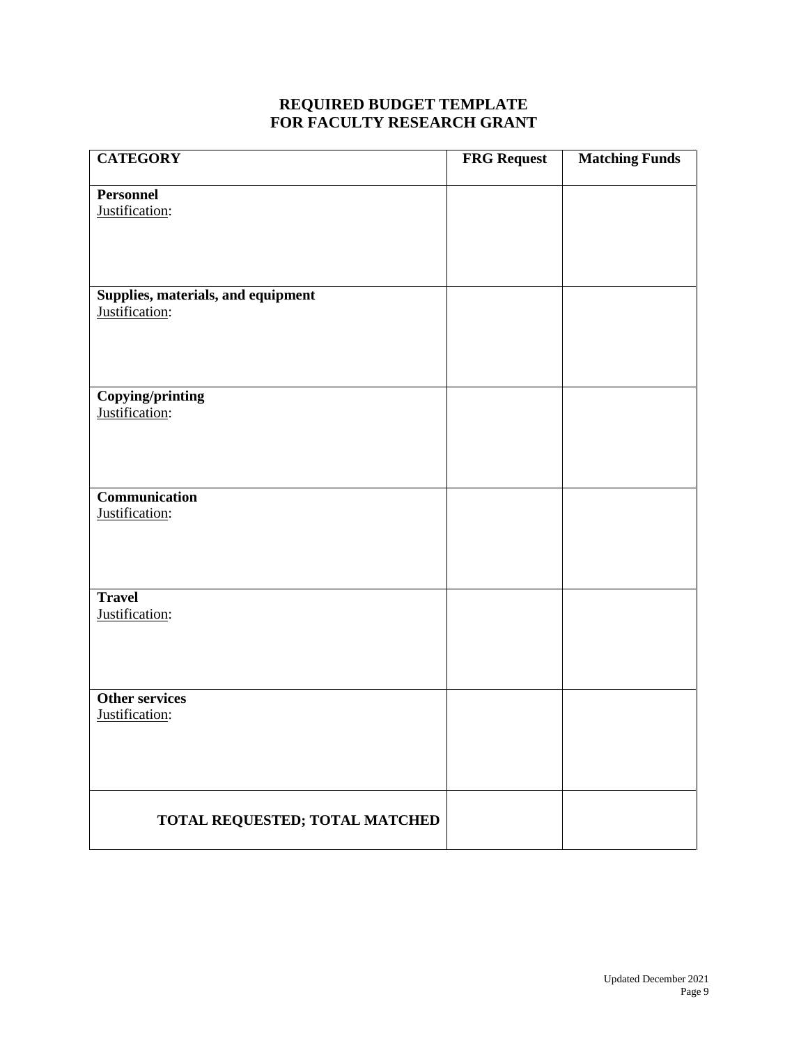# REQUIRED BUDGET TEMPLATE
# FOR FACULTY RESEARCH GRANT

| CATEGORY | FRG Request | Matching Funds |
|---|---|---|
| **Personnel**<br>Justification: | | |
| **Supplies, materials, and equipment**<br>Justification: | | |
| **Copying/printing**<br>Justification: | | |
| **Communication**<br>Justification: | | |
| **Travel**<br>Justification: | | |
| **Other services**<br>Justification: | | |
| **TOTAL REQUESTED; TOTAL MATCHED** | | |

Updated December 2021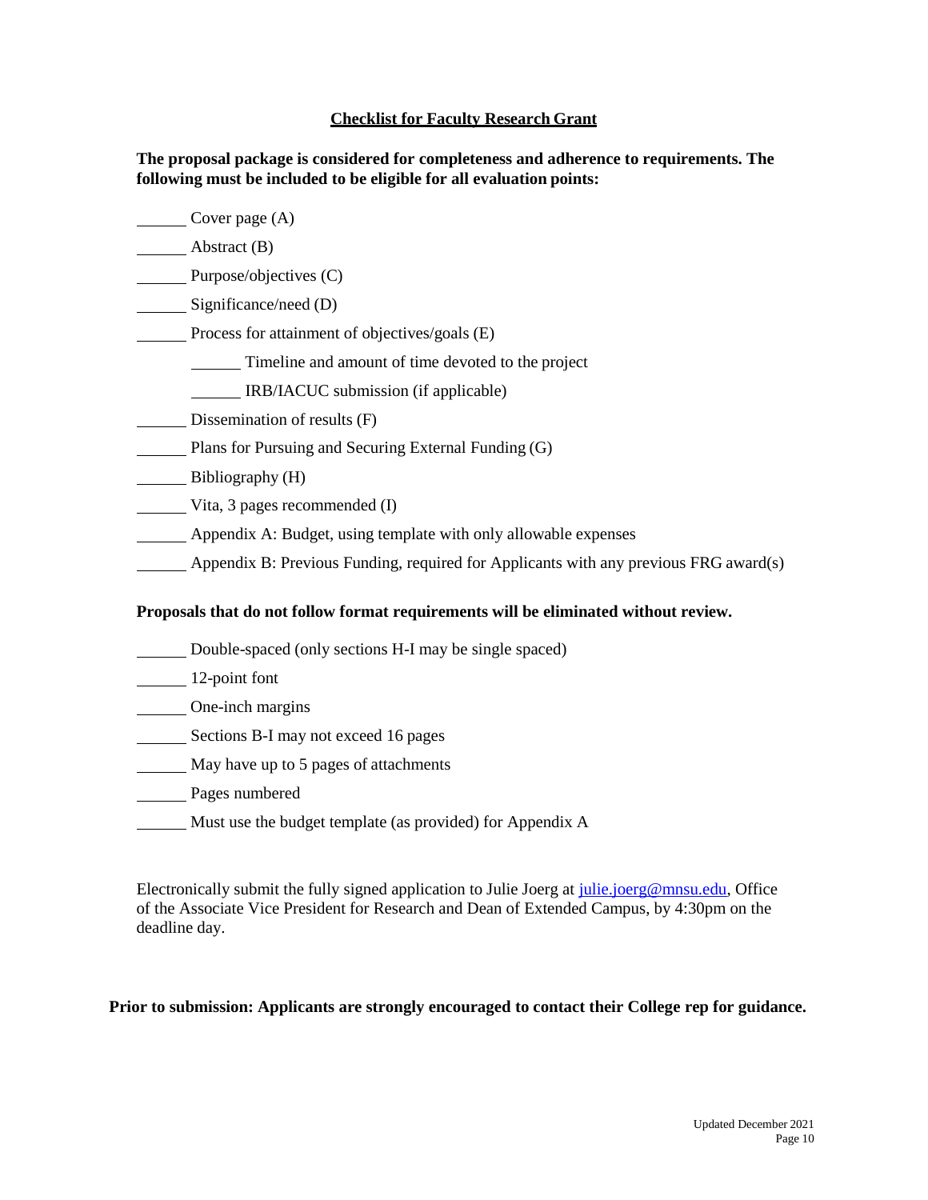## Checklist for Faculty Research Grant

**The proposal package is considered for completeness and adherence to requirements. The following must be included to be eligible for all evaluation points:**

______ Cover page (A)

______ Abstract (B)

______ Purpose/objectives (C)

______ Significance/need (D)

______ Process for attainment of objectives/goals (E)

    ______ Timeline and amount of time devoted to the project

    ______ IRB/IACUC submission (if applicable)

______ Dissemination of results (F)

______ Plans for Pursuing and Securing External Funding (G)

______ Bibliography (H)

______ Vita, 3 pages recommended (I)

______ Appendix A: Budget, using template with only allowable expenses

______ Appendix B: Previous Funding, required for Applicants with any previous FRG award(s)

**Proposals that do not follow format requirements will be eliminated without review.**

______ Double-spaced (only sections H-I may be single spaced)

______ 12-point font

______ One-inch margins

______ Sections B-I may not exceed 16 pages

______ May have up to 5 pages of attachments

______ Pages numbered

______ Must use the budget template (as provided) for Appendix A

Electronically submit the fully signed application to Julie Joerg at julie.joerg@mnsu.edu, Office of the Associate Vice President for Research and Dean of Extended Campus, by 4:30pm on the deadline day.

**Prior to submission: Applicants are strongly encouraged to contact their College rep for guidance.**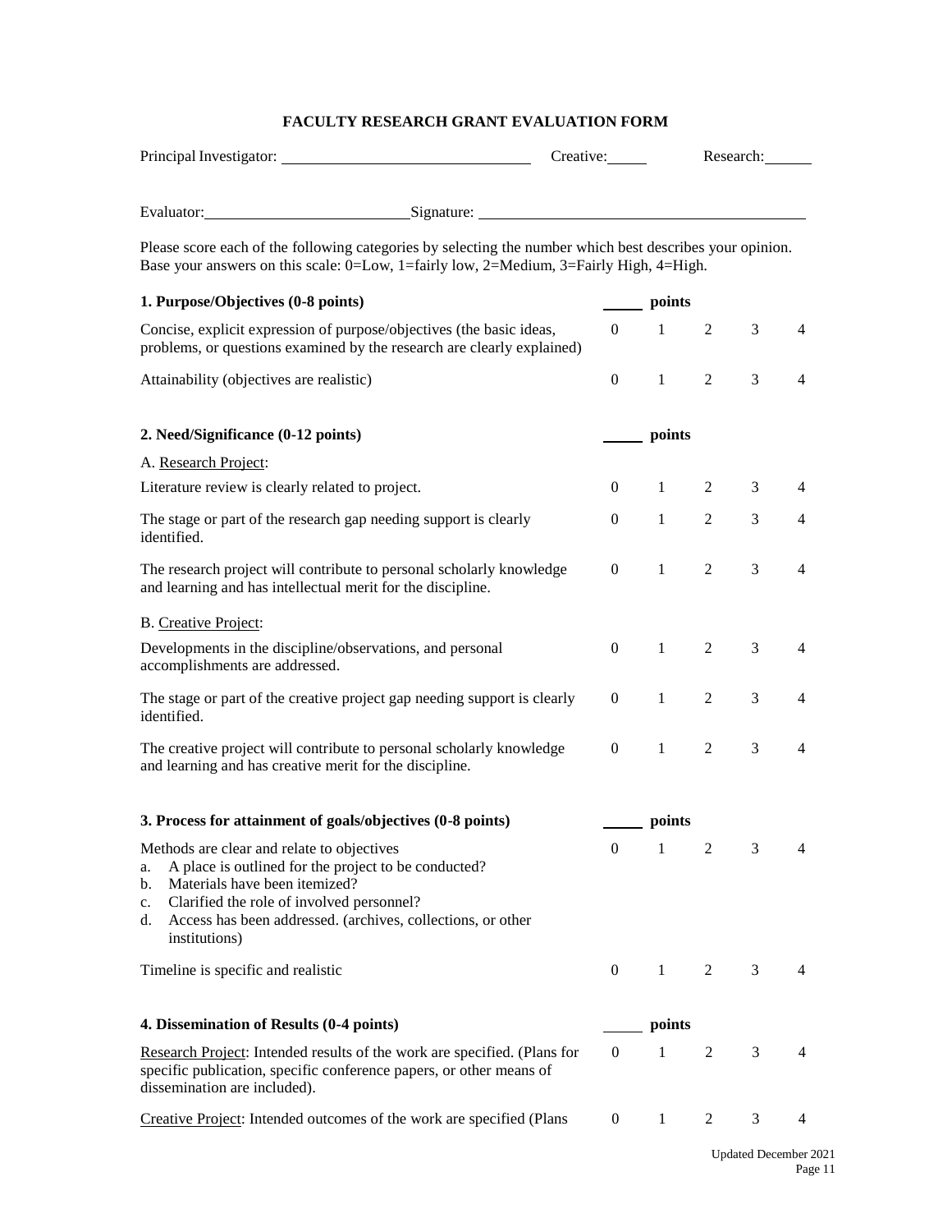## FACULTY RESEARCH GRANT EVALUATION FORM

Principal Investigator: ______________________________ Creative:_____ Research:______

Evaluator:__________________________Signature: ________________________________________

Please score each of the following categories by selecting the number which best describes your opinion. Base your answers on this scale: 0=Low, 1=fairly low, 2=Medium, 3=Fairly High, 4=High.

| **1. Purpose/Objectives (0-8 points)** | _____ **points** | | | | |
|---|---|---|---|---|---|
| Concise, explicit expression of purpose/objectives (the basic ideas, problems, or questions examined by the research are clearly explained) | 0 | 1 | 2 | 3 | 4 |
| Attainability (objectives are realistic) | 0 | 1 | 2 | 3 | 4 |

| **2. Need/Significance (0-12 points)** | _____ **points** | | | | |
|---|---|---|---|---|---|
| A. Research Project: | | | | | |
| Literature review is clearly related to project. | 0 | 1 | 2 | 3 | 4 |
| The stage or part of the research gap needing support is clearly identified. | 0 | 1 | 2 | 3 | 4 |
| The research project will contribute to personal scholarly knowledge and learning and has intellectual merit for the discipline. | 0 | 1 | 2 | 3 | 4 |
| B. Creative Project: | | | | | |
| Developments in the discipline/observations, and personal accomplishments are addressed. | 0 | 1 | 2 | 3 | 4 |
| The stage or part of the creative project gap needing support is clearly identified. | 0 | 1 | 2 | 3 | 4 |
| The creative project will contribute to personal scholarly knowledge and learning and has creative merit for the discipline. | 0 | 1 | 2 | 3 | 4 |

| **3. Process for attainment of goals/objectives (0-8 points)** | _____ **points** | | | | |
|---|---|---|---|---|---|
| Methods are clear and relate to objectives<br>a. A place is outlined for the project to be conducted?<br>b. Materials have been itemized?<br>c. Clarified the role of involved personnel?<br>d. Access has been addressed. (archives, collections, or other institutions) | 0 | 1 | 2 | 3 | 4 |
| Timeline is specific and realistic | 0 | 1 | 2 | 3 | 4 |

| **4. Dissemination of Results (0-4 points)** | _____ **points** | | | | |
|---|---|---|---|---|---|
| Research Project: Intended results of the work are specified. (Plans for specific publication, specific conference papers, or other means of dissemination are included). | 0 | 1 | 2 | 3 | 4 |
| Creative Project: Intended outcomes of the work are specified (Plans | 0 | 1 | 2 | 3 | 4 |

Updated December 2021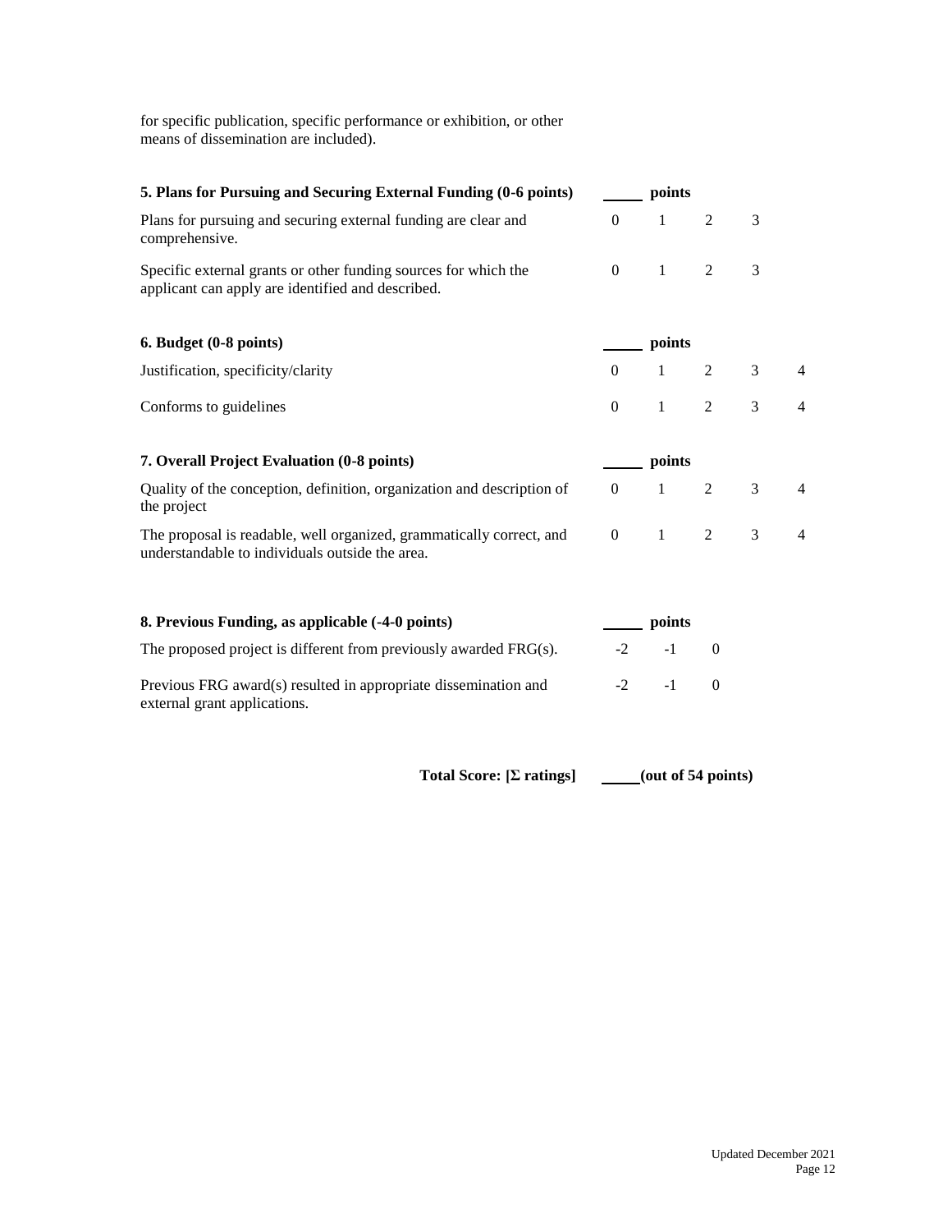for specific publication, specific performance or exhibition, or other means of dissemination are included).

| | | | | | |
|---|---|---|---|---|---|
| **5. Plans for Pursuing and Securing External Funding (0-6 points)** | _____ **points** | | | | |
| Plans for pursuing and securing external funding are clear and comprehensive. | 0 | 1 | 2 | 3 | |
| Specific external grants or other funding sources for which the applicant can apply are identified and described. | 0 | 1 | 2 | 3 | |
| **6. Budget (0-8 points)** | _____ **points** | | | | |
| Justification, specificity/clarity | 0 | 1 | 2 | 3 | 4 |
| Conforms to guidelines | 0 | 1 | 2 | 3 | 4 |
| **7. Overall Project Evaluation (0-8 points)** | _____ **points** | | | | |
| Quality of the conception, definition, organization and description of the project | 0 | 1 | 2 | 3 | 4 |
| The proposal is readable, well organized, grammatically correct, and understandable to individuals outside the area. | 0 | 1 | 2 | 3 | 4 |
| **8. Previous Funding, as applicable (-4-0 points)** | _____ **points** | | | | |
| The proposed project is different from previously awarded FRG(s). | -2 | -1 | 0 | | |
| Previous FRG award(s) resulted in appropriate dissemination and external grant applications. | -2 | -1 | 0 | | |

**Total Score: [Σ ratings]** _____**(out of 54 points)**

Updated December 2021